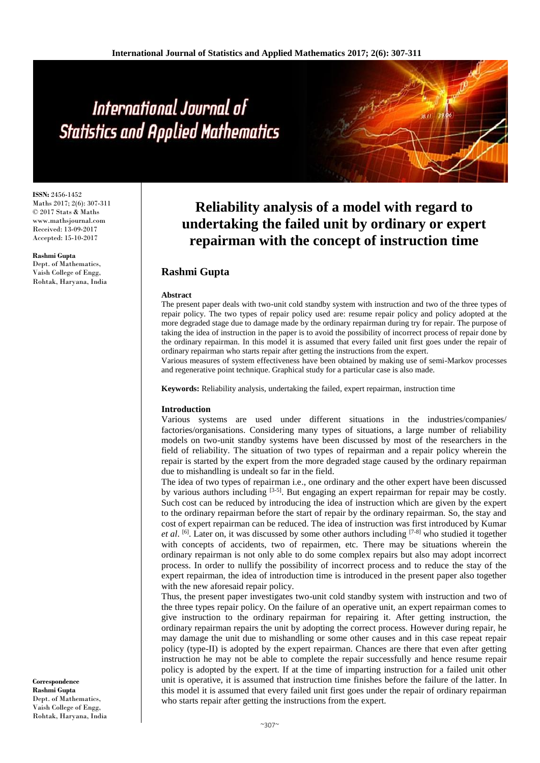# Reliability analysis of a model with regard to undertaking the failed unit by ordinary or expert repairman with the concept of instruction time

**ISSN:** 2456-1452
Maths 2017; 2(6): 307-311
© 2017 Stats & Maths
www.mathsjournal.com
Received: 13-09-2017
Accepted: 15-10-2017

**Rashmi Gupta**
Dept. of Mathematics,
Vaish College of Engg,
Rohtak, Haryana, India

**Correspondence**
**Rashmi Gupta**
Dept. of Mathematics,
Vaish College of Engg,
Rohtak, Haryana, India

## Rashmi Gupta

### Abstract

The present paper deals with two-unit cold standby system with instruction and two of the three types of repair policy. The two types of repair policy used are: resume repair policy and policy adopted at the more degraded stage due to damage made by the ordinary repairman during try for repair. The purpose of taking the idea of instruction in the paper is to avoid the possibility of incorrect process of repair done by the ordinary repairman. In this model it is assumed that every failed unit first goes under the repair of ordinary repairman who starts repair after getting the instructions from the expert.

Various measures of system effectiveness have been obtained by making use of semi-Markov processes and regenerative point technique. Graphical study for a particular case is also made.

**Keywords:** Reliability analysis, undertaking the failed, expert repairman, instruction time

### Introduction

Various systems are used under different situations in the industries/companies/factories/organisations. Considering many types of situations, a large number of reliability models on two-unit standby systems have been discussed by most of the researchers in the field of reliability. The situation of two types of repairman and a repair policy wherein the repair is started by the expert from the more degraded stage caused by the ordinary repairman due to mishandling is undealt so far in the field.

The idea of two types of repairman i.e., one ordinary and the other expert have been discussed by various authors including [3-5]. But engaging an expert repairman for repair may be costly. Such cost can be reduced by introducing the idea of instruction which are given by the expert to the ordinary repairman before the start of repair by the ordinary repairman. So, the stay and cost of expert repairman can be reduced. The idea of instruction was first introduced by Kumar *et al*. [6]. Later on, it was discussed by some other authors including [7-8] who studied it together with concepts of accidents, two of repairmen, etc. There may be situations wherein the ordinary repairman is not only able to do some complex repairs but also may adopt incorrect process. In order to nullify the possibility of incorrect process and to reduce the stay of the expert repairman, the idea of introduction time is introduced in the present paper also together with the new aforesaid repair policy.

Thus, the present paper investigates two-unit cold standby system with instruction and two of the three types repair policy. On the failure of an operative unit, an expert repairman comes to give instruction to the ordinary repairman for repairing it. After getting instruction, the ordinary repairman repairs the unit by adopting the correct process. However during repair, he may damage the unit due to mishandling or some other causes and in this case repeat repair policy (type-II) is adopted by the expert repairman. Chances are there that even after getting instruction he may not be able to complete the repair successfully and hence resume repair policy is adopted by the expert. If at the time of imparting instruction for a failed unit other unit is operative, it is assumed that instruction time finishes before the failure of the latter. In this model it is assumed that every failed unit first goes under the repair of ordinary repairman who starts repair after getting the instructions from the expert.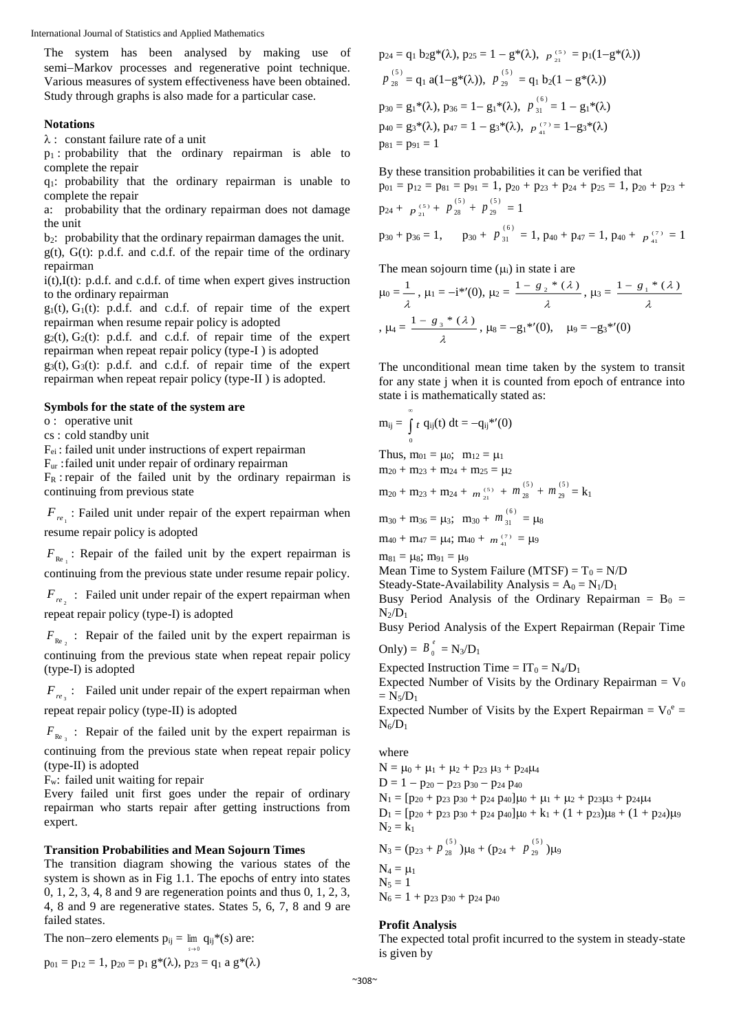The system has been analysed by making use of semi–Markov processes and regenerative point technique. Various measures of system effectiveness have been obtained. Study through graphs is also made for a particular case.

### Notations

$\lambda$ : constant failure rate of a unit

$p_1$ : probability that the ordinary repairman is able to complete the repair

$q_1$: probability that the ordinary repairman is unable to complete the repair

a: probability that the ordinary repairman does not damage the unit

$b_2$: probability that the ordinary repairman damages the unit.

g(t), G(t): p.d.f. and c.d.f. of the repair time of the ordinary repairman

i(t),I(t): p.d.f. and c.d.f. of time when expert gives instruction to the ordinary repairman

$g_1(t)$, $G_1(t)$: p.d.f. and c.d.f. of repair time of the expert repairman when resume repair policy is adopted

$g_2(t)$, $G_2(t)$: p.d.f. and c.d.f. of repair time of the expert repairman when repeat repair policy (type-I ) is adopted

$g_3(t)$, $G_3(t)$: p.d.f. and c.d.f. of repair time of the expert repairman when repeat repair policy (type-II ) is adopted.

### Symbols for the state of the system are

o : operative unit

cs : cold standby unit

$F_{ei}$ : failed unit under instructions of expert repairman

$F_{ur}$ :failed unit under repair of ordinary repairman

$F_R$ : repair of the failed unit by the ordinary repairman is continuing from previous state

$F_{re_1}$ : Failed unit under repair of the expert repairman when resume repair policy is adopted

$F_{Re_1}$ : Repair of the failed unit by the expert repairman is continuing from the previous state under resume repair policy.

$F_{re_2}$ : Failed unit under repair of the expert repairman when repeat repair policy (type-I) is adopted

$F_{Re_2}$ : Repair of the failed unit by the expert repairman is continuing from the previous state when repeat repair policy (type-I) is adopted

$F_{re_3}$ : Failed unit under repair of the expert repairman when repeat repair policy (type-II) is adopted

$F_{Re_3}$ : Repair of the failed unit by the expert repairman is continuing from the previous state when repeat repair policy (type-II) is adopted

$F_w$: failed unit waiting for repair

Every failed unit first goes under the repair of ordinary repairman who starts repair after getting instructions from expert.

### Transition Probabilities and Mean Sojourn Times

The transition diagram showing the various states of the system is shown as in Fig 1.1. The epochs of entry into states 0, 1, 2, 3, 4, 8 and 9 are regeneration points and thus 0, 1, 2, 3, 4, 8 and 9 are regenerative states. States 5, 6, 7, 8 and 9 are failed states.

The non–zero elements $p_{ij} = \lim_{s\to 0} q_{ij}^*(s)$ are:

$p_{01} = p_{12} = 1$, $p_{20} = p_1\, g^*(\lambda)$, $p_{23} = q_1\, a\, g^*(\lambda)$

$p_{24} = q_1\, b_2 g^*(\lambda)$, $p_{25} = 1 - g^*(\lambda)$, $p_{21}^{(5)} = p_1(1-g^*(\lambda))$

$p_{28}^{(5)} = q_1\, a(1-g^*(\lambda))$, $p_{29}^{(5)} = q_1\, b_2(1 - g^*(\lambda))$

$p_{30} = g_1^*(\lambda)$, $p_{36} = 1- g_1^*(\lambda)$, $p_{31}^{(6)} = 1 - g_1^*(\lambda)$

$p_{40} = g_3^*(\lambda)$, $p_{47} = 1 - g_3^*(\lambda)$, $p_{41}^{(7)} = 1-g_3^*(\lambda)$

$p_{81} = p_{91} = 1$

By these transition probabilities it can be verified that

$p_{01} = p_{12} = p_{81} = p_{91} = 1$, $p_{20} + p_{23} + p_{24} + p_{25} = 1$, $p_{20} + p_{23} + p_{24} + p_{21}^{(5)} + p_{28}^{(5)} + p_{29}^{(5)} = 1$

$p_{30} + p_{36} = 1$, $p_{30} + p_{31}^{(6)} = 1$, $p_{40} + p_{47} = 1$, $p_{40} + p_{41}^{(7)} = 1$

The mean sojourn time ($\mu_i$) in state i are

$\mu_0 = \dfrac{1}{\lambda}$, $\mu_1 = -i^{*\prime}(0)$, $\mu_2 = \dfrac{1 - g_2^*(\lambda)}{\lambda}$, $\mu_3 = \dfrac{1 - g_1^*(\lambda)}{\lambda}$, $\mu_4 = \dfrac{1 - g_3^*(\lambda)}{\lambda}$, $\mu_8 = -g_1^{*\prime}(0)$, $\mu_9 = -g_3^{*\prime}(0)$

The unconditional mean time taken by the system to transit for any state j when it is counted from epoch of entrance into state i is mathematically stated as:

$$m_{ij} = \int_0^\infty t\, q_{ij}(t)\, dt = -q_{ij}^{*\prime}(0)$$

Thus, $m_{01} = \mu_0$; $m_{12} = \mu_1$

$m_{20} + m_{23} + m_{24} + m_{25} = \mu_2$

$m_{20} + m_{23} + m_{24} + m_{21}^{(5)} + m_{28}^{(5)} + m_{29}^{(5)} = k_1$

$m_{30} + m_{36} = \mu_3$; $m_{30} + m_{31}^{(6)} = \mu_8$

$m_{40} + m_{47} = \mu_4$; $m_{40} + m_{41}^{(7)} = \mu_9$

$m_{81} = \mu_8$; $m_{91} = \mu_9$

Mean Time to System Failure (MTSF) = $T_0 = N/D$

Steady-State-Availability Analysis = $A_0 = N_1/D_1$

Busy Period Analysis of the Ordinary Repairman = $B_0 = N_2/D_1$

Busy Period Analysis of the Expert Repairman (Repair Time Only) = $B_0^e = N_3/D_1$

Expected Instruction Time = $IT_0 = N_4/D_1$

Expected Number of Visits by the Ordinary Repairman = $V_0 = N_5/D_1$

Expected Number of Visits by the Expert Repairman = $V_0^e = N_6/D_1$

where

$N = \mu_0 + \mu_1 + \mu_2 + p_{23}\,\mu_3 + p_{24}\mu_4$

$D = 1 - p_{20} - p_{23}\, p_{30} - p_{24}\, p_{40}$

$N_1 = [p_{20} + p_{23}\, p_{30} + p_{24}\, p_{40}]\mu_0 + \mu_1 + \mu_2 + p_{23}\mu_3 + p_{24}\mu_4$

$D_1 = [p_{20} + p_{23}\, p_{30} + p_{24}\, p_{40}]\mu_0 + k_1 + (1 + p_{23})\mu_8 + (1 + p_{24})\mu_9$

$N_2 = k_1$

$N_3 = (p_{23} + p_{28}^{(5)})\mu_8 + (p_{24} + p_{29}^{(5)})\mu_9$

$N_4 = \mu_1$

$N_5 = 1$

$N_6 = 1 + p_{23}\, p_{30} + p_{24}\, p_{40}$

### Profit Analysis

The expected total profit incurred to the system in steady-state is given by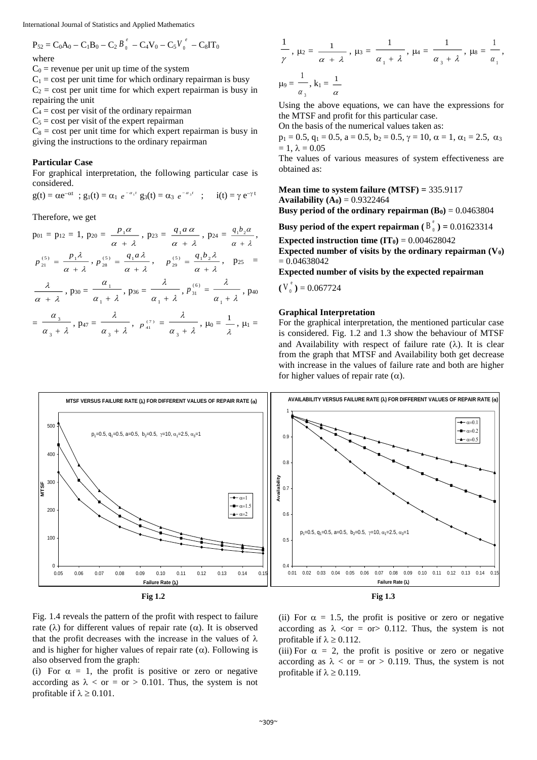$$P_{52} = C_0A_0 - C_1B_0 - C_2 B_0^e - C_4V_0 - C_5 V_0^e - C_8IT_0$$

where

$C_0$ = revenue per unit up time of the system

$C_1$ = cost per unit time for which ordinary repairman is busy

$C_2$ = cost per unit time for which expert repairman is busy in repairing the unit

$C_4$ = cost per visit of the ordinary repairman

$C_5$ = cost per visit of the expert repairman

$C_8$ = cost per unit time for which expert repairman is busy in giving the instructions to the ordinary repairman

**Particular Case**

For graphical interpretation, the following particular case is considered.

$g(t) = \alpha e^{-\alpha t}$ ; $g_1(t) = \alpha_1 e^{-\alpha_1 t}$ $g_3(t) = \alpha_3 e^{-\alpha_3 t}$ ; $i(t) = \gamma e^{-\gamma t}$

Therefore, we get

$p_{01} = p_{12} = 1$, $p_{20} = \dfrac{p_1\alpha}{\alpha+\lambda}$, $p_{23} = \dfrac{q_1 a\alpha}{\alpha+\lambda}$, $p_{24} = \dfrac{q_1 b_2\alpha}{\alpha+\lambda}$, $p_{21}^{(5)} = \dfrac{p_1\lambda}{\alpha+\lambda}$, $p_{28}^{(5)} = \dfrac{q_1 a\lambda}{\alpha+\lambda}$, $p_{29}^{(5)} = \dfrac{q_1 b_2\lambda}{\alpha+\lambda}$, $p_{25} = \dfrac{\lambda}{\alpha+\lambda}$, $p_{30} = \dfrac{\alpha_1}{\alpha_1+\lambda}$, $p_{36} = \dfrac{\lambda}{\alpha_1+\lambda}$, $p_{31}^{(6)} = \dfrac{\lambda}{\alpha_1+\lambda}$, $p_{40} = \dfrac{\alpha_3}{\alpha_3+\lambda}$, $p_{47} = \dfrac{\lambda}{\alpha_3+\lambda}$, $p_{41}^{(7)} = \dfrac{\lambda}{\alpha_3+\lambda}$, $\mu_0 = \dfrac{1}{\lambda}$, $\mu_1 = \dfrac{1}{\gamma}$, $\mu_2 = \dfrac{1}{\alpha+\lambda}$, $\mu_3 = \dfrac{1}{\alpha_1+\lambda}$, $\mu_4 = \dfrac{1}{\alpha_3+\lambda}$, $\mu_8 = \dfrac{1}{\alpha_1}$, $\mu_9 = \dfrac{1}{\alpha_3}$, $k_1 = \dfrac{1}{\alpha}$

Using the above equations, we can have the expressions for the MTSF and profit for this particular case.

On the basis of the numerical values taken as:

$p_1 = 0.5$, $q_1 = 0.5$, $a = 0.5$, $b_2 = 0.5$, $\gamma = 10$, $\alpha = 1$, $\alpha_1 = 2.5$, $\alpha_3 = 1$, $\lambda = 0.05$

The values of various measures of system effectiveness are obtained as:

**Mean time to system failure (MTSF) =** 335.9117

**Availability ($A_0$)** = 0.9322464

**Busy period of the ordinary repairman ($B_0$)** = 0.0463804

**Busy period of the expert repairman ($B_0^e$) =** 0.01623314

**Expected instruction time ($IT_0$)** = 0.004628042

**Expected number of visits by the ordinary repairman ($V_0$)** = 0.04638042

**Expected number of visits by the expected repairman**

**($V_0^e$)** = 0.067724

**Graphical Interpretation**

For the graphical interpretation, the mentioned particular case is considered. Fig. 1.2 and 1.3 show the behaviour of MTSF and Availability with respect of failure rate ($\lambda$). It is clear from the graph that MTSF and Availability both get decrease with increase in the values of failure rate and both are higher for higher values of repair rate ($\alpha$).

**Fig 1.2**

**Fig 1.3**

Fig. 1.4 reveals the pattern of the profit with respect to failure rate ($\lambda$) for different values of repair rate ($\alpha$). It is observed that the profit decreases with the increase in the values of $\lambda$ and is higher for higher values of repair rate ($\alpha$). Following is also observed from the graph:

(i) For $\alpha = 1$, the profit is positive or zero or negative according as $\lambda$ < or = or > 0.101. Thus, the system is not profitable if $\lambda \geq 0.101$.

(ii) For $\alpha = 1.5$, the profit is positive or zero or negative according as $\lambda$ <or = or> 0.112. Thus, the system is not profitable if $\lambda \geq 0.112$.

(iii) For $\alpha = 2$, the profit is positive or zero or negative according as $\lambda$ < or = or > 0.119. Thus, the system is not profitable if $\lambda \geq 0.119$.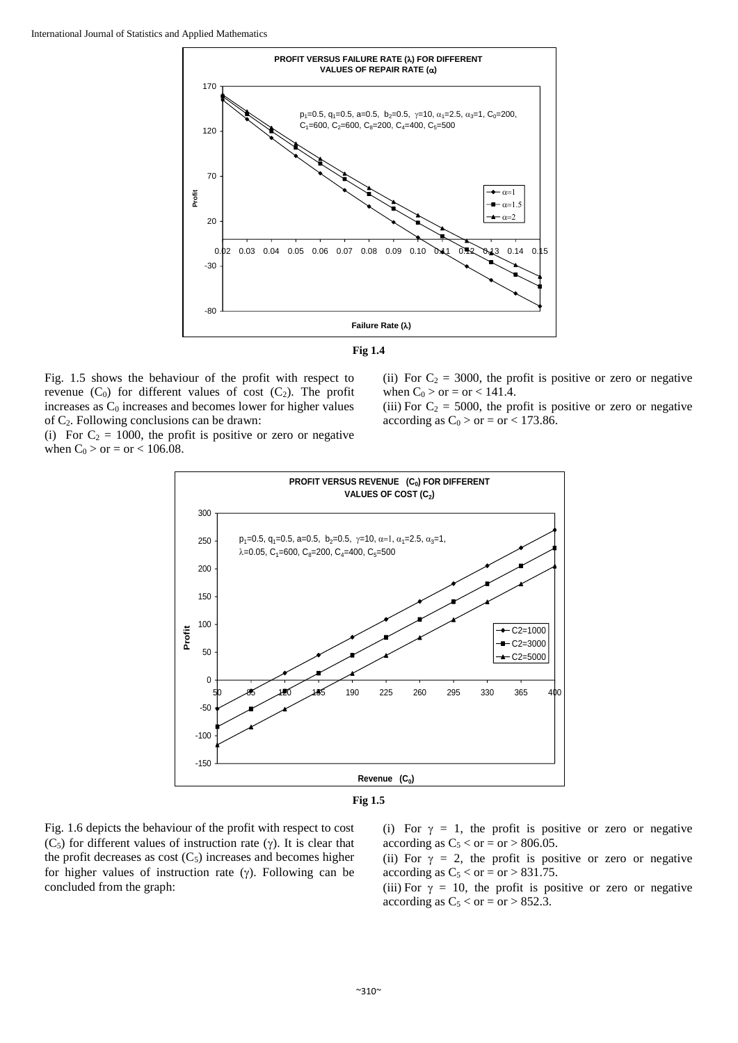Fig 1.4

Fig. 1.5 shows the behaviour of the profit with respect to revenue ($C_0$) for different values of cost ($C_2$). The profit increases as $C_0$ increases and becomes lower for higher values of $C_2$. Following conclusions can be drawn:

(i) For $C_2 = 1000$, the profit is positive or zero or negative when $C_0$ > or = or < 106.08.

(ii) For $C_2 = 3000$, the profit is positive or zero or negative when $C_0$ > or = or < 141.4.

(iii) For $C_2 = 5000$, the profit is positive or zero or negative according as $C_0$ > or = or < 173.86.

Fig 1.5

Fig. 1.6 depicts the behaviour of the profit with respect to cost ($C_5$) for different values of instruction rate ($\gamma$). It is clear that the profit decreases as cost ($C_5$) increases and becomes higher for higher values of instruction rate ($\gamma$). Following can be concluded from the graph:

(i) For $\gamma = 1$, the profit is positive or zero or negative according as $C_5$ < or = or > 806.05.

(ii) For $\gamma = 2$, the profit is positive or zero or negative according as $C_5$ < or = or > 831.75.

(iii) For $\gamma = 10$, the profit is positive or zero or negative according as $C_5$ < or = or > 852.3.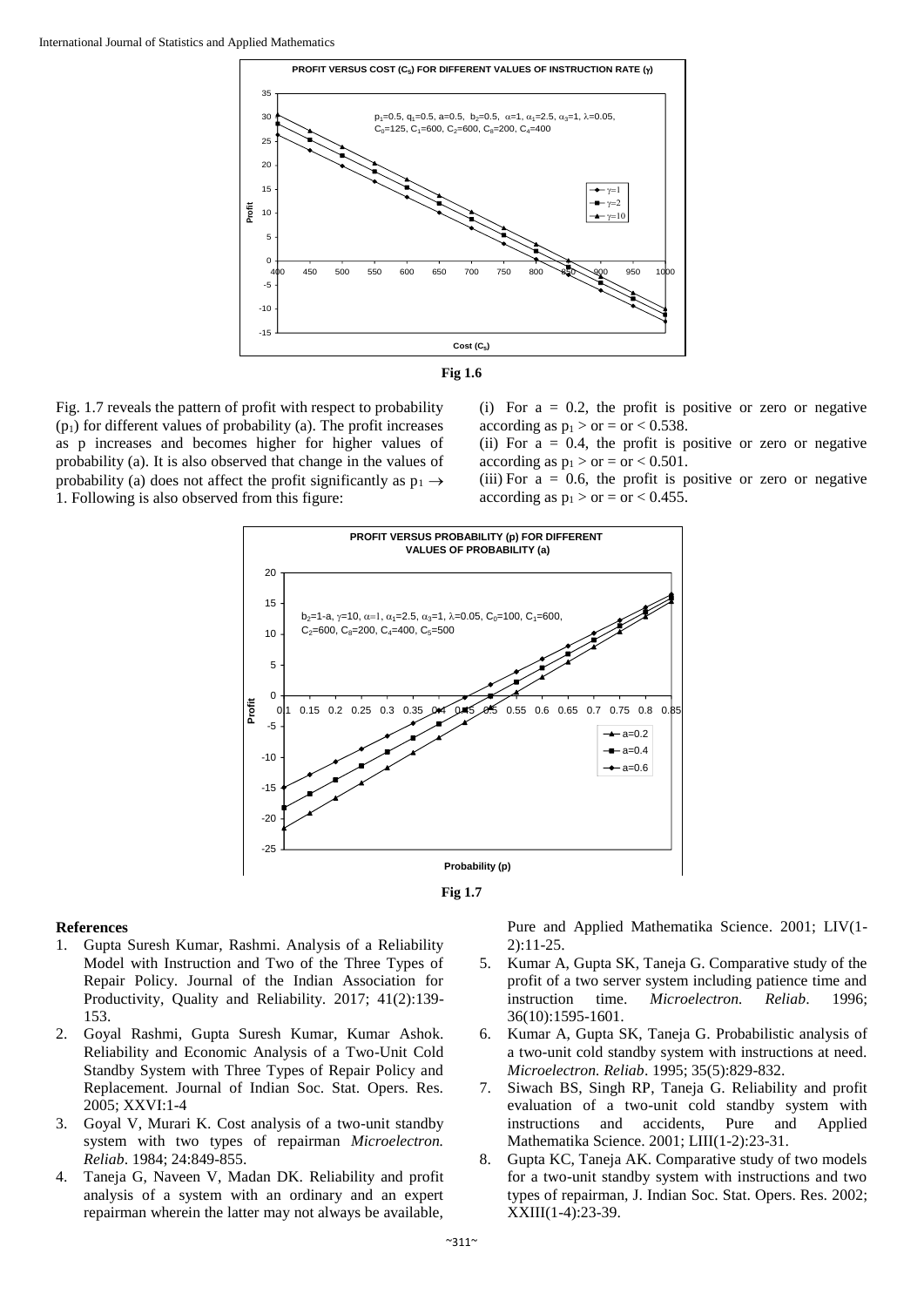PROFIT VERSUS COST ($C_3$) FOR DIFFERENT VALUES OF INSTRUCTION RATE ($\gamma$)

$p_1$=0.5, $q_1$=0.5, a=0.5, $b_2$=0.5, $\alpha$=1, $\alpha_1$=2.5, $\alpha_3$=1, $\lambda$=0.05, $C_0$=125, $C_1$=600, $C_2$=600, $C_8$=200, $C_4$=400

Profit

Cost ($C_3$)

$\gamma$=1
$\gamma$=2
$\gamma$=10

35
30
25
20
15
10
5
0
-5
-10
-15

400 450 500 550 600 650 700 750 800 850 900 950 1000

**Fig 1.6**

Fig. 1.7 reveals the pattern of profit with respect to probability ($p_1$) for different values of probability (a). The profit increases as p increases and becomes higher for higher values of probability (a). It is also observed that change in the values of probability (a) does not affect the profit significantly as $p_1 \rightarrow 1$. Following is also observed from this figure:

(i) For a = 0.2, the profit is positive or zero or negative according as $p_1$ > or = or < 0.538.

(ii) For a = 0.4, the profit is positive or zero or negative according as $p_1$ > or = or < 0.501.

(iii) For a = 0.6, the profit is positive or zero or negative according as $p_1$ > or = or < 0.455.

PROFIT VERSUS PROBABILITY (p) FOR DIFFERENT VALUES OF PROBABILITY (a)

$b_2$=1-a, $\gamma$=10, $\alpha$=1, $\alpha_1$=2.5, $\alpha_3$=1, $\lambda$=0.05, $C_0$=100, $C_1$=600, $C_2$=600, $C_8$=200, $C_4$=400, $C_5$=500

Profit

Probability (p)

a=0.2
a=0.4
a=0.6

20
15
10
5
0
-5
-10
-15
-20
-25

0.1 0.15 0.2 0.25 0.3 0.35 0.4 0.45 0.5 0.55 0.6 0.65 0.7 0.75 0.8 0.85

**Fig 1.7**

## References

1. Gupta Suresh Kumar, Rashmi. Analysis of a Reliability Model with Instruction and Two of the Three Types of Repair Policy. Journal of the Indian Association for Productivity, Quality and Reliability. 2017; 41(2):139-153.
2. Goyal Rashmi, Gupta Suresh Kumar, Kumar Ashok. Reliability and Economic Analysis of a Two-Unit Cold Standby System with Three Types of Repair Policy and Replacement. Journal of Indian Soc. Stat. Opers. Res. 2005; XXVI:1-4
3. Goyal V, Murari K. Cost analysis of a two-unit standby system with two types of repairman *Microelectron. Reliab*. 1984; 24:849-855.
4. Taneja G, Naveen V, Madan DK. Reliability and profit analysis of a system with an ordinary and an expert repairman wherein the latter may not always be available, Pure and Applied Mathematika Science. 2001; LIV(1-2):11-25.
5. Kumar A, Gupta SK, Taneja G. Comparative study of the profit of a two server system including patience time and instruction time. *Microelectron. Reliab*. 1996; 36(10):1595-1601.
6. Kumar A, Gupta SK, Taneja G. Probabilistic analysis of a two-unit cold standby system with instructions at need. *Microelectron. Reliab*. 1995; 35(5):829-832.
7. Siwach BS, Singh RP, Taneja G. Reliability and profit evaluation of a two-unit cold standby system with instructions and accidents, Pure and Applied Mathematika Science. 2001; LIII(1-2):23-31.
8. Gupta KC, Taneja AK. Comparative study of two models for a two-unit standby system with instructions and two types of repairman, J. Indian Soc. Stat. Opers. Res. 2002; XXIII(1-4):23-39.